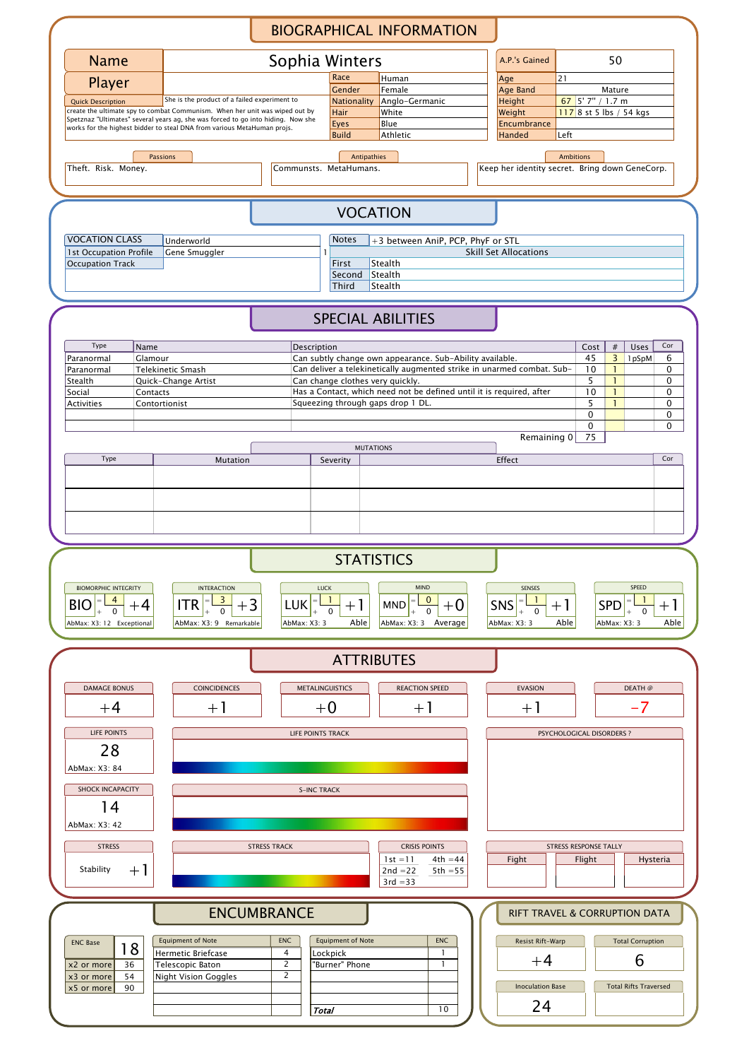# BIOGRAPHICAL INFORMATION

| | |
|---|---|
| Name | Sophia Winters |
| Player | |

| | |
|---|---|
| Race | Human |
| Gender | Female |
| Nationality | Anglo-Germanic |
| Hair | White |
| Eyes | Blue |
| Build | Athletic |

| | | |
|---|---|---|
| A.P.'s Gained | 50 | |
| Age | 21 | |
| Age Band | Mature | |
| Height | 67 | 5' 7" / 1.7 m |
| Weight | 117 | 8 st 5 lbs / 54 kgs |
| Encumbrance | | |
| Handed | Left | |

**Quick Description:** She is the product of a failed experiment to create the ultimate spy to combat Communism. When her unit was wiped out by Spetznaz "Ultimates" several years ag, she was forced to go into hiding. Now she works for the highest bidder to steal DNA from various MetaHuman projs.

| Passions | Antipathies | Ambitions |
|---|---|---|
| Theft. Risk. Money. | Communsts. MetaHumans. | Keep her identity secret. Bring down GeneCorp. |

# VOCATION

| | |
|---|---|
| VOCATION CLASS | Underworld |
| 1st Occupation Profile | Gene Smuggler |
| Occupation Track | |

Notes: +3 between AniP, PCP, PhyF or STL

| Skill Set Allocations | |
|---|---|
| First | Stealth |
| Second | Stealth |
| Third | Stealth |

# SPECIAL ABILITIES

| Type | Name | Description | Cost | # | Uses | Cor |
|---|---|---|---|---|---|---|
| Paranormal | Glamour | Can subtly change own appearance. Sub-Ability available. | 45 | 3 | 1pSpM | 6 |
| Paranormal | Telekinetic Smash | Can deliver a telekinetically augmented strike in unarmed combat. Sub- | 10 | 1 | | 0 |
| Stealth | Quick-Change Artist | Can change clothes very quickly. | 5 | 1 | | 0 |
| Social | Contacts | Has a Contact, which need not be defined until it is required, after | 10 | 1 | | 0 |
| Activities | Contortionist | Squeezing through gaps drop 1 DL. | 5 | 1 | | 0 |
| | | | 0 | | | 0 |
| | | | 0 | | | 0 |

Remaining 0 | 75

**MUTATIONS**

| Type | Mutation | Severity | Effect | Cor |
|---|---|---|---|---|
| | | | | |
| | | | | |
| | | | | |

# STATISTICS

| Statistic | Value | Base | Mod | AbMax | Rating |
|---|---|---|---|---|---|
| BIOMORPHIC INTEGRITY (BIO) | +4 | 4 | 0 | X3: 12 | Exceptional |
| INTERACTION (ITR) | +3 | 3 | 0 | X3: 9 | Remarkable |
| LUCK (LUK) | +1 | 1 | 0 | X3: 3 | Able |
| MIND (MND) | +0 | 0 | 0 | X3: 3 | Average |
| SENSES (SNS) | +1 | 1 | 0 | X3: 3 | Able |
| SPEED (SPD) | +1 | 1 | 0 | X3: 3 | Able |

# ATTRIBUTES

| DAMAGE BONUS | COINCIDENCES | METALINGUISTICS | REACTION SPEED | EVASION | DEATH @ |
|---|---|---|---|---|---|
| +4 | +1 | +0 | +1 | +1 | -7 |

**LIFE POINTS:** 28 (AbMax: X3: 84)

LIFE POINTS TRACK

PSYCHOLOGICAL DISORDERS ?

**SHOCK INCAPACITY:** 14 (AbMax: X3: 42)

S-INC TRACK

**STRESS:** Stability +1

STRESS TRACK

| CRISIS POINTS | |
|---|---|
| 1st =11 | 4th =44 |
| 2nd =22 | 5th =55 |
| 3rd =33 | |

| STRESS RESPONSE TALLY | | |
|---|---|---|
| Fight | Flight | Hysteria |
| | | |

# ENCUMBRANCE

| ENC Base | 18 |
|---|---|
| x2 or more | 36 |
| x3 or more | 54 |
| x5 or more | 90 |

| Equipment of Note | ENC | Equipment of Note | ENC |
|---|---|---|---|
| Hermetic Briefcase | 4 | Lockpick | 1 |
| Telescopic Baton | 2 | "Burner" Phone | 1 |
| Night Vision Goggles | 2 | | |
| | | | |
| | | | |
| | | *Total* | 10 |

# RIFT TRAVEL & CORRUPTION DATA

| Resist Rift-Warp | Total Corruption |
|---|---|
| +4 | 6 |

| Inoculation Base | Total Rifts Traversed |
|---|---|
| 24 | |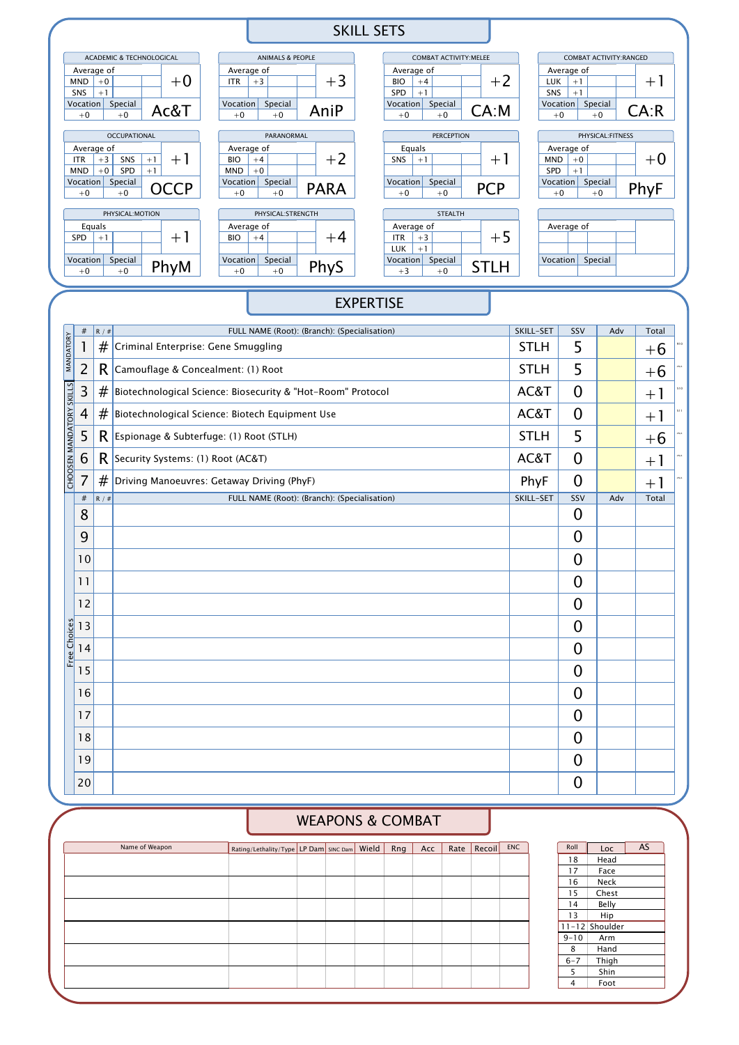## SKILL SETS

### ACADEMIC & TECHNOLOGICAL

| Average of | | | |
|---|---|---|---|
| MND | +0 | | +0 |
| SNS | +1 | | |
| Vocation | Special | | Ac&T |
| +0 | +0 | | |

### ANIMALS & PEOPLE

| Average of | | | |
|---|---|---|---|
| ITR | +3 | | +3 |
| Vocation | Special | | AniP |
| +0 | +0 | | |

### COMBAT ACTIVITY:MELEE

| Average of | | | |
|---|---|---|---|
| BIO | +4 | | +2 |
| SPD | +1 | | |
| Vocation | Special | | CA:M |
| +0 | +0 | | |

### COMBAT ACTIVITY:RANGED

| Average of | | | |
|---|---|---|---|
| LUK | +1 | | +1 |
| SNS | +1 | | |
| Vocation | Special | | CA:R |
| +0 | +0 | | |

### OCCUPATIONAL

| Average of | | | | |
|---|---|---|---|---|
| ITR | +3 | SNS | +1 | +1 |
| MND | +0 | SPD | +1 | |
| Vocation | Special | | | OCCP |
| +0 | +0 | | | |

### PARANORMAL

| Average of | | | |
|---|---|---|---|
| BIO | +4 | | +2 |
| MND | +0 | | |
| Vocation | Special | | PARA |
| +0 | +0 | | |

### PERCEPTION

| Equals | | | |
|---|---|---|---|
| SNS | +1 | | +1 |
| Vocation | Special | | PCP |
| +0 | +0 | | |

### PHYSICAL:FITNESS

| Average of | | | |
|---|---|---|---|
| MND | +0 | | +0 |
| SPD | +1 | | |
| Vocation | Special | | PhyF |
| +0 | +0 | | |

### PHYSICAL:MOTION

| Equals | | | |
|---|---|---|---|
| SPD | +1 | | +1 |
| Vocation | Special | | PhyM |
| +0 | +0 | | |

### PHYSICAL:STRENGTH

| Average of | | | |
|---|---|---|---|
| BIO | +4 | | +4 |
| Vocation | Special | | PhyS |
| +0 | +0 | | |

### STEALTH

| Average of | | | |
|---|---|---|---|
| ITR | +3 | | +5 |
| LUK | +1 | | |
| Vocation | Special | | STLH |
| +3 | +0 | | |

### (blank)

| Average of | | |
|---|---|---|
| | | |
| Vocation | Special | |
| | | |

## EXPERTISE

| | # | R / # | FULL NAME (Root): (Branch): (Specialisation) | SKILL-SET | SSV | Adv | Total |
|---|---|---|---|---|---|---|---|
| MANDATORY | 1 | # | Criminal Enterprise: Gene Smuggling | STLH | 5 | | +6 |
| | 2 | R | Camouflage & Concealment: (1) Root | STLH | 5 | | +6 |
| CHOOSEN MANDATORY SKILLS | 3 | # | Biotechnological Science: Biosecurity & "Hot-Room" Protocol | AC&T | 0 | | +1 |
| | 4 | # | Biotechnological Science: Biotech Equipment Use | AC&T | 0 | | +1 |
| | 5 | R | Espionage & Subterfuge: (1) Root (STLH) | STLH | 5 | | +6 |
| | 6 | R | Security Systems: (1) Root (AC&T) | AC&T | 0 | | +1 |
| | 7 | # | Driving Manoeuvres: Getaway Driving (PhyF) | PhyF | 0 | | +1 |

| | # | R / # | FULL NAME (Root): (Branch): (Specialisation) | SKILL-SET | SSV | Adv | Total |
|---|---|---|---|---|---|---|---|
| Free Choices | 8 | | | | 0 | | |
| | 9 | | | | 0 | | |
| | 10 | | | | 0 | | |
| | 11 | | | | 0 | | |
| | 12 | | | | 0 | | |
| | 13 | | | | 0 | | |
| | 14 | | | | 0 | | |
| | 15 | | | | 0 | | |
| | 16 | | | | 0 | | |
| | 17 | | | | 0 | | |
| | 18 | | | | 0 | | |
| | 19 | | | | 0 | | |
| | 20 | | | | 0 | | |

## WEAPONS & COMBAT

| Name of Weapon | Rating/Lethality/Type | LP Dam | SINC Dam | Wield | Rng | Acc | Rate | Recoil | ENC |
|---|---|---|---|---|---|---|---|---|---|
| | | | | | | | | | |
| | | | | | | | | | |
| | | | | | | | | | |
| | | | | | | | | | |
| | | | | | | | | | |
| | | | | | | | | | |

| Roll | Loc | AS |
|---|---|---|
| 18 | Head | |
| 17 | Face | |
| 16 | Neck | |
| 15 | Chest | |
| 14 | Belly | |
| 13 | Hip | |
| 11-12 | Shoulder | |
| 9-10 | Arm | |
| 8 | Hand | |
| 6-7 | Thigh | |
| 5 | Shin | |
| 4 | Foot | |